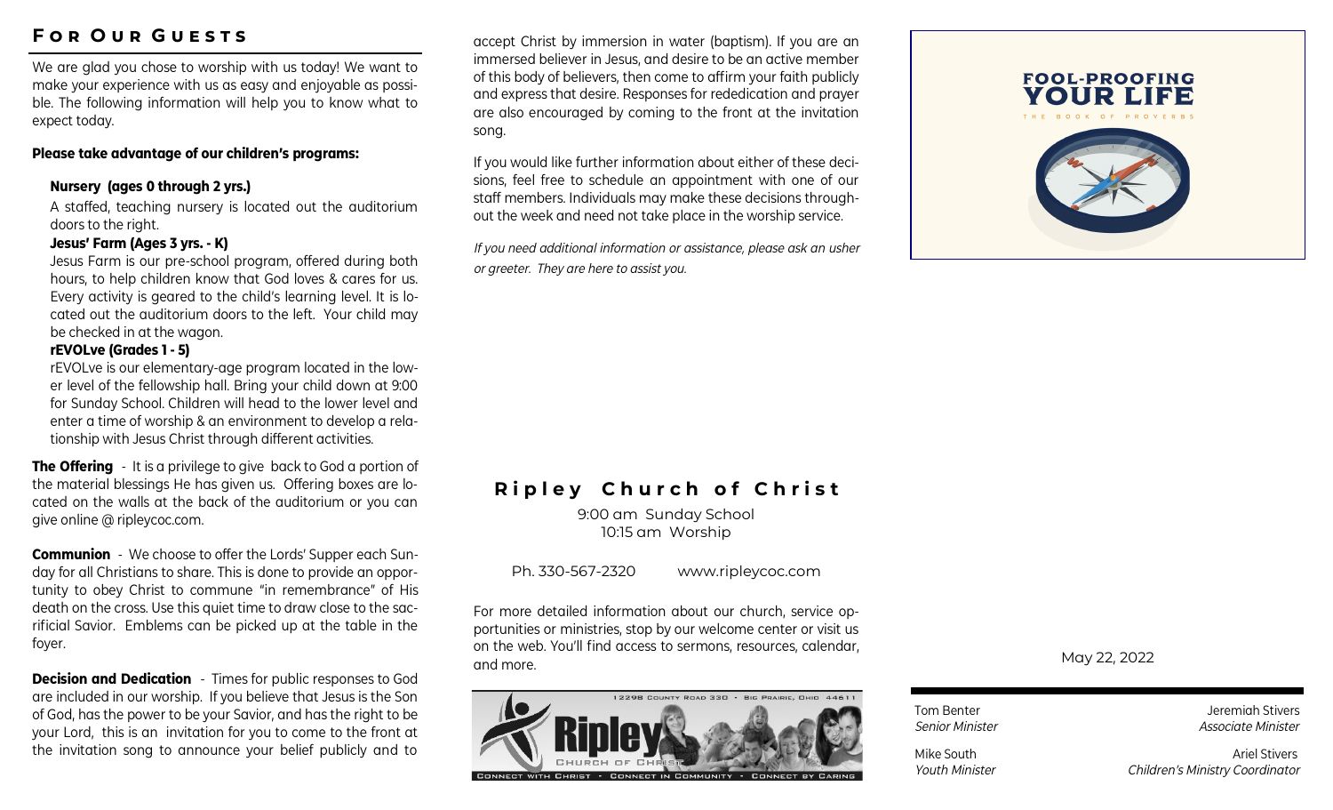## For Our Guests

We are glad you chose to worship with us today! We want to make your experience with us as easy and enjoyable as possible. The following information will help you to know what to expect today.

**Please take advantage of our children's programs:**

**Nursery (ages 0 through 2 yrs.)**

A staffed, teaching nursery is located out the auditorium doors to the right.

**Jesus' Farm (Ages 3 yrs. - K)**

Jesus Farm is our pre-school program, offered during both hours, to help children know that God loves & cares for us. Every activity is geared to the child's learning level. It is located out the auditorium doors to the left. Your child may be checked in at the wagon.

**rEVOLve (Grades 1 - 5)**

rEVOLve is our elementary-age program located in the lower level of the fellowship hall. Bring your child down at 9:00 for Sunday School. Children will head to the lower level and enter a time of worship & an environment to develop a relationship with Jesus Christ through different activities.

**The Offering** - It is a privilege to give back to God a portion of the material blessings He has given us. Offering boxes are located on the walls at the back of the auditorium or you can give online @ ripleycoc.com.

**Communion** - We choose to offer the Lords' Supper each Sunday for all Christians to share. This is done to provide an opportunity to obey Christ to commune "in remembrance" of His death on the cross. Use this quiet time to draw close to the sacrificial Savior. Emblems can be picked up at the table in the foyer.

**Decision and Dedication** - Times for public responses to God are included in our worship. If you believe that Jesus is the Son of God, has the power to be your Savior, and has the right to be your Lord, this is an invitation for you to come to the front at the invitation song to announce your belief publicly and to accept Christ by immersion in water (baptism). If you are an immersed believer in Jesus, and desire to be an active member of this body of believers, then come to affirm your faith publicly and express that desire. Responses for rededication and prayer are also encouraged by coming to the front at the invitation song.

If you would like further information about either of these decisions, feel free to schedule an appointment with one of our staff members. Individuals may make these decisions throughout the week and need not take place in the worship service.

*If you need additional information or assistance, please ask an usher or greeter. They are here to assist you.*

## Ripley Church of Christ

9:00 am Sunday School
10:15 am Worship

Ph. 330-567-2320 www.ripleycoc.com

For more detailed information about our church, service opportunities or ministries, stop by our welcome center or visit us on the web. You'll find access to sermons, resources, calendar, and more.

12298 County Road 330 • Big Prairie, Ohio 44611

Ripley Church of Christ

Connect with Christ - Connect in Community - Connect by Caring

# FOOL-PROOFING YOUR LIFE

THE BOOK OF PROVERBS

May 22, 2022

Tom Benter
*Senior Minister*

Jeremiah Stivers
*Associate Minister*

Mike South
*Youth Minister*

Ariel Stivers
*Children's Ministry Coordinator*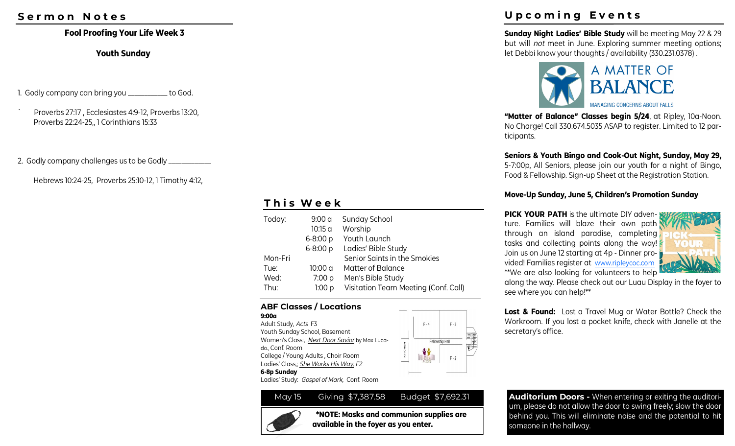## Sermon Notes

**Fool Proofing Your Life Week 3**

**Youth Sunday**

1. Godly company can bring you __________ to God.

` Proverbs 27:17 , Ecclesiastes 4:9-12, Proverbs 13:20, Proverbs 22:24-25,, 1 Corinthians 15:33

2. Godly company challenges us to be Godly ___________

Hebrews 10:24-25, Proverbs 25:10-12, 1 Timothy 4:12,

## This Week

| | | |
|---|---|---|
| Today: | 9:00 a | Sunday School |
| | 10:15 a | Worship |
| | 6-8:00 p | Youth Launch |
| | 6-8:00 p | Ladies' Bible Study |
| Mon-Fri | | Senior Saints in the Smokies |
| Tue: | 10:00 a | Matter of Balance |
| Wed: | 7:00 p | Men's Bible Study |
| Thu: | 1:00 p | Visitation Team Meeting (Conf. Call) |

### ABF Classes / Locations

**9:00a**

Adult Study, *Acts* F3

Youth Sunday School, Basement

Women's Class:, *Next Door Savior* by Max Lucado., Conf. Room

College / Young Adults , Choir Room

Ladies' Class,; *She Works His Way,* F2

**6-8p Sunday**

Ladies' Study: *Gospel of Mark,* Conf. Room

F - 4

F - 3

Fellowship Hall

KITCHEN

F - 2

May 15 Giving $7,387.58 Budget $7,692.31

**\*NOTE: Masks and communion supplies are available in the foyer as you enter.**

## Upcoming Events

**Sunday Night Ladies' Bible Study** will be meeting May 22 & 29 but will *not* meet in June. Exploring summer meeting options; let Debbi know your thoughts / availability (330.231.0378) .

A MATTER OF BALANCE

MANAGING CONCERNS ABOUT FALLS

**"Matter of Balance" Classes begin 5/24**, at Ripley, 10a-Noon. No Charge! Call 330.674.5035 ASAP to register. Limited to 12 participants.

**Seniors & Youth Bingo and Cook-Out Night, Sunday, May 29,** 5-7:00p, All Seniors, please join our youth for a night of Bingo, Food & Fellowship. Sign-up Sheet at the Registration Station.

**Move-Up Sunday, June 5, Children's Promotion Sunday**

**PICK YOUR PATH** is the ultimate DIY adventure. Families will blaze their own path through an island paradise, completing tasks and collecting points along the way! Join us on June 12 starting at 4p - Dinner provided! Families register at www.ripleycoc.com \*\*We are also looking for volunteers to help along the way. Please check out our Luau Display in the foyer to see where you can help!\*\*

**Lost & Found:** Lost a Travel Mug or Water Bottle? Check the Workroom. If you lost a pocket knife, check with Janelle at the secretary's office.

**Auditorium Doors -** When entering or exiting the auditorium, please do not allow the door to swing freely; slow the door behind you. This will eliminate noise and the potential to hit someone in the hallway.